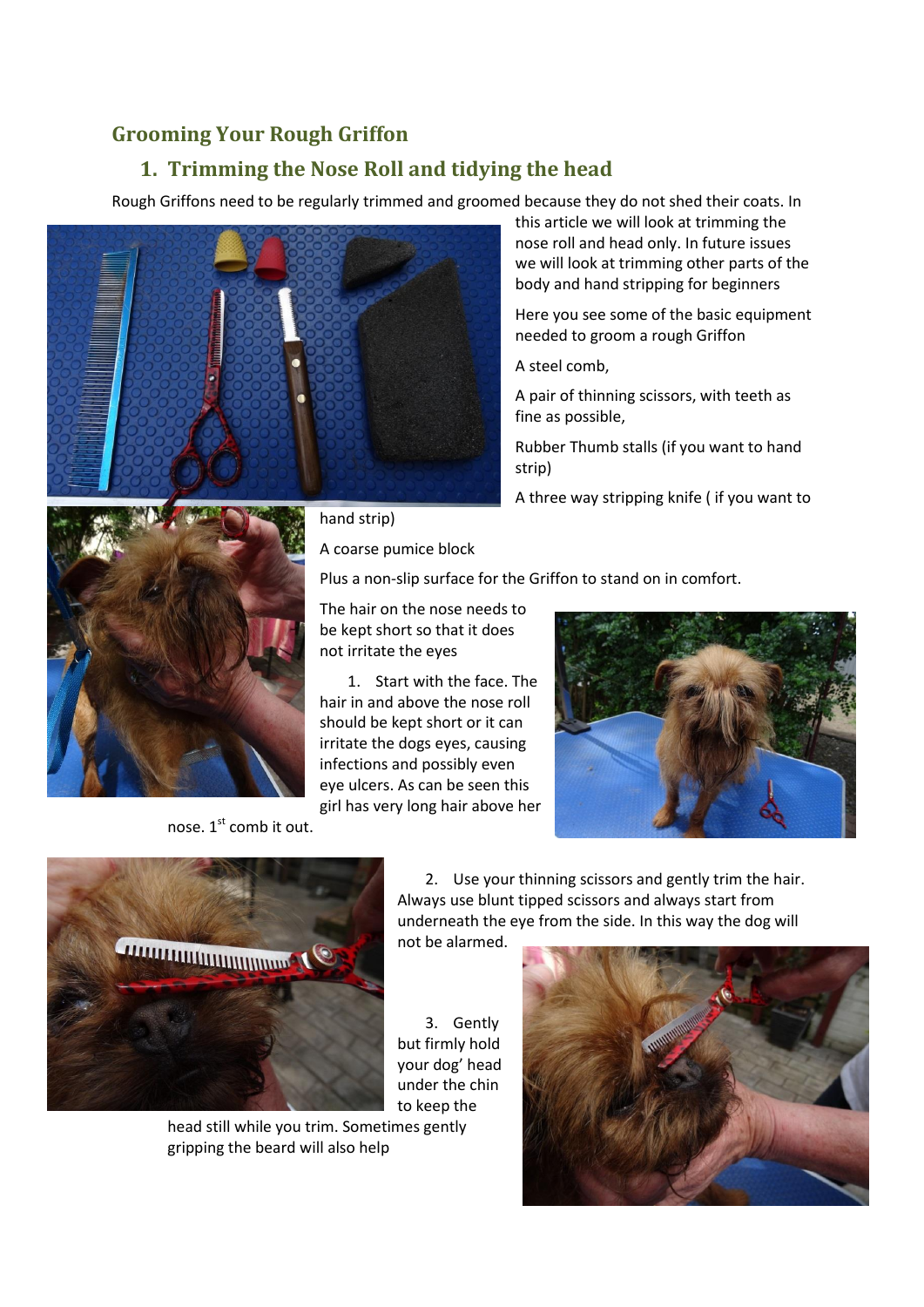## Grooming Your Rough Griffon

### 1. Trimming the Nose Roll and tidying the head

Rough Griffons need to be regularly trimmed and groomed because they do not shed their coats. In this article we will look at trimming the nose roll and head only. In future issues we will look at trimming other parts of the body and hand stripping for beginners

Here you see some of the basic equipment needed to groom a rough Griffon

A steel comb,

A pair of thinning scissors, with teeth as fine as possible,

Rubber Thumb stalls (if you want to hand strip)

A three way stripping knife ( if you want to hand strip)

A coarse pumice block

Plus a non-slip surface for the Griffon to stand on in comfort.

The hair on the nose needs to be kept short so that it does not irritate the eyes

1. Start with the face. The hair in and above the nose roll should be kept short or it can irritate the dogs eyes, causing infections and possibly even eye ulcers. As can be seen this girl has very long hair above her nose. 1st comb it out.

2. Use your thinning scissors and gently trim the hair. Always use blunt tipped scissors and always start from underneath the eye from the side. In this way the dog will not be alarmed.

3. Gently but firmly hold your dog' head under the chin to keep the head still while you trim. Sometimes gently gripping the beard will also help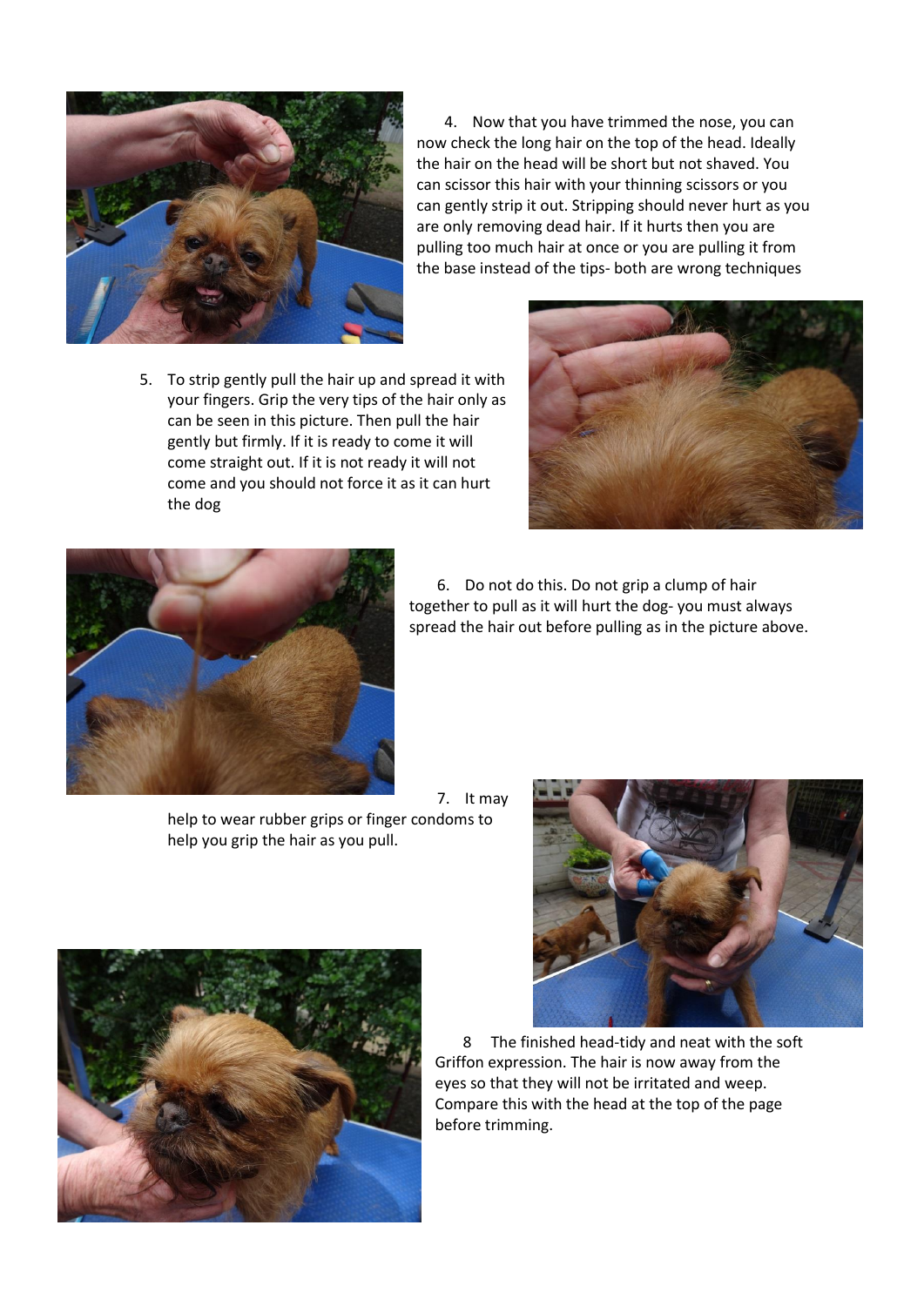4. Now that you have trimmed the nose, you can now check the long hair on the top of the head. Ideally the hair on the head will be short but not shaved. You can scissor this hair with your thinning scissors or you can gently strip it out. Stripping should never hurt as you are only removing dead hair. If it hurts then you are pulling too much hair at once or you are pulling it from the base instead of the tips- both are wrong techniques

5. To strip gently pull the hair up and spread it with your fingers. Grip the very tips of the hair only as can be seen in this picture. Then pull the hair gently but firmly. If it is ready to come it will come straight out. If it is not ready it will not come and you should not force it as it can hurt the dog

6. Do not do this. Do not grip a clump of hair together to pull as it will hurt the dog- you must always spread the hair out before pulling as in the picture above.

7. It may help to wear rubber grips or finger condoms to help you grip the hair as you pull.

8 The finished head-tidy and neat with the soft Griffon expression. The hair is now away from the eyes so that they will not be irritated and weep. Compare this with the head at the top of the page before trimming.